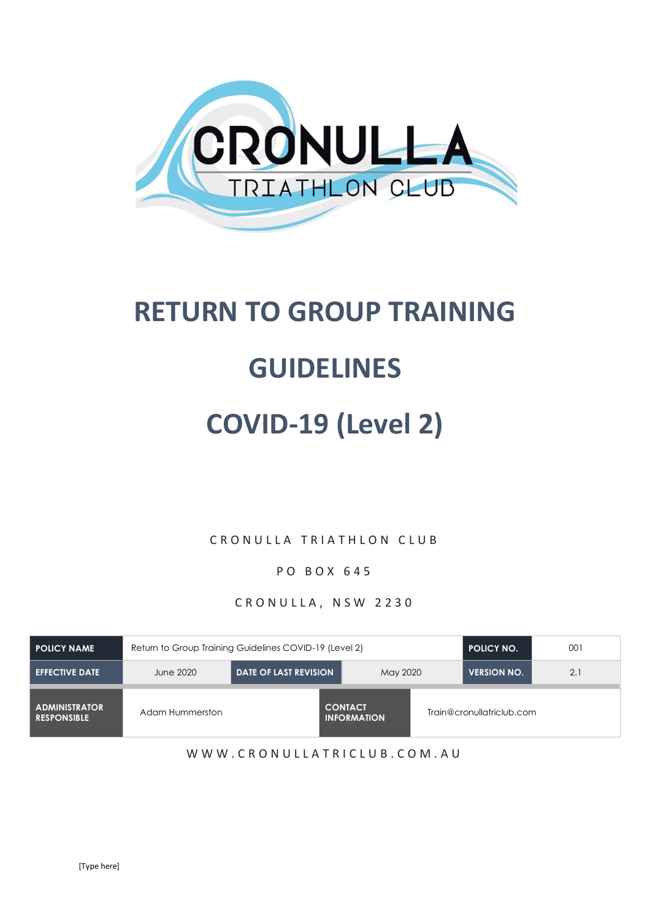# RETURN TO GROUP TRAINING GUIDELINES

# COVID-19 (Level 2)

CRONULLA TRIATHLON CLUB

PO BOX 645

CRONULLA, NSW 2230

| POLICY NAME | Return to Group Training Guidelines COVID-19 (Level 2) | | | POLICY NO. | 001 |
|---|---|---|---|---|---|
| EFFECTIVE DATE | June 2020 | DATE OF LAST REVISION | May 2020 | VERSION NO. | 2.1 |

| ADMINISTRATOR RESPONSIBLE | Adam Hummerston | CONTACT INFORMATION | Train@cronullatriclub.com |
|---|---|---|---|

WWW.CRONULLATRICLUB.COM.AU

[Type here]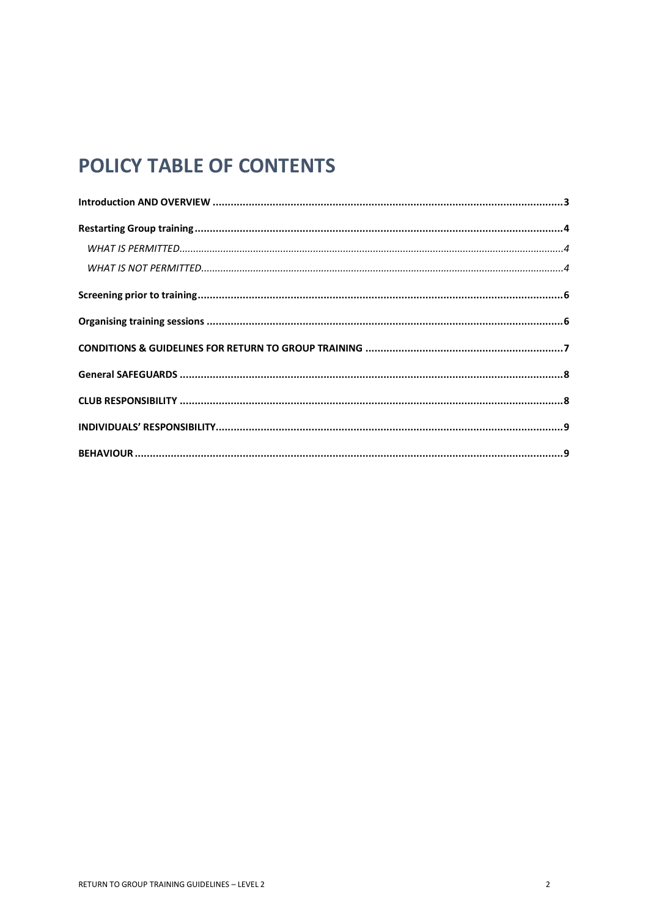# POLICY TABLE OF CONTENTS

**Introduction AND OVERVIEW ..................................................................................................................... 3**

**Restarting Group training ........................................................................................................................ 4**

*WHAT IS PERMITTED ........................................................................................................................ 4*

*WHAT IS NOT PERMITTED ................................................................................................................. 4*

**Screening prior to training ........................................................................................................................ 6**

**Organising training sessions ..................................................................................................................... 6**

**CONDITIONS & GUIDELINES FOR RETURN TO GROUP TRAINING ................................................................. 7**

**General SAFEGUARDS ............................................................................................................................. 8**

**CLUB RESPONSIBILITY ............................................................................................................................. 8**

**INDIVIDUALS' RESPONSIBILITY ................................................................................................................. 9**

**BEHAVIOUR ............................................................................................................................................ 9**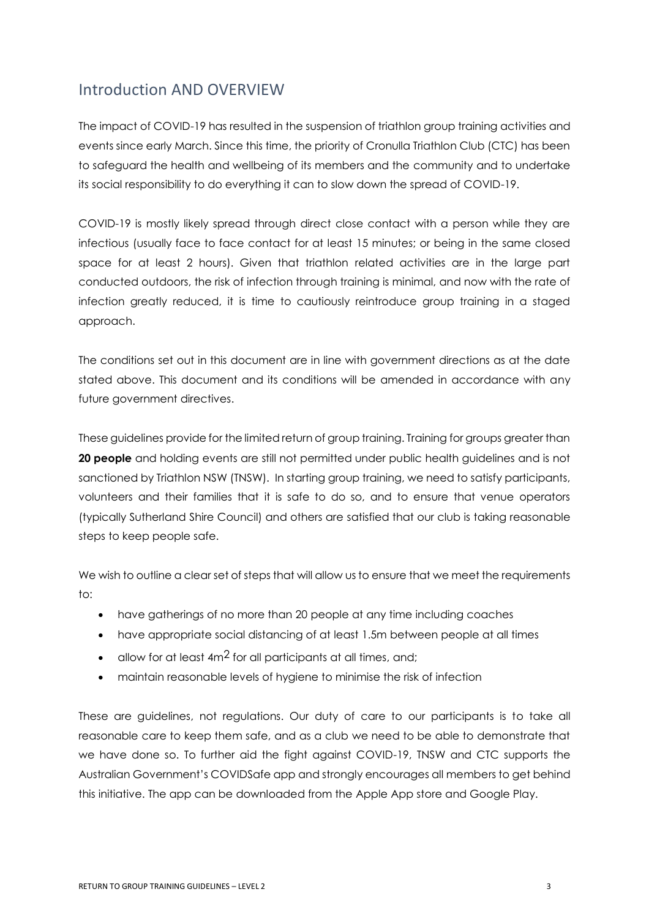## Introduction AND OVERVIEW

The impact of COVID-19 has resulted in the suspension of triathlon group training activities and events since early March. Since this time, the priority of Cronulla Triathlon Club (CTC) has been to safeguard the health and wellbeing of its members and the community and to undertake its social responsibility to do everything it can to slow down the spread of COVID-19.

COVID-19 is mostly likely spread through direct close contact with a person while they are infectious (usually face to face contact for at least 15 minutes; or being in the same closed space for at least 2 hours). Given that triathlon related activities are in the large part conducted outdoors, the risk of infection through training is minimal, and now with the rate of infection greatly reduced, it is time to cautiously reintroduce group training in a staged approach.

The conditions set out in this document are in line with government directions as at the date stated above. This document and its conditions will be amended in accordance with any future government directives.

These guidelines provide for the limited return of group training. Training for groups greater than **20 people** and holding events are still not permitted under public health guidelines and is not sanctioned by Triathlon NSW (TNSW). In starting group training, we need to satisfy participants, volunteers and their families that it is safe to do so, and to ensure that venue operators (typically Sutherland Shire Council) and others are satisfied that our club is taking reasonable steps to keep people safe.

We wish to outline a clear set of steps that will allow us to ensure that we meet the requirements to:

- have gatherings of no more than 20 people at any time including coaches
- have appropriate social distancing of at least 1.5m between people at all times
- allow for at least $4m^2$ for all participants at all times, and;
- maintain reasonable levels of hygiene to minimise the risk of infection

These are guidelines, not regulations. Our duty of care to our participants is to take all reasonable care to keep them safe, and as a club we need to be able to demonstrate that we have done so. To further aid the fight against COVID-19, TNSW and CTC supports the Australian Government's COVIDSafe app and strongly encourages all members to get behind this initiative. The app can be downloaded from the Apple App store and Google Play.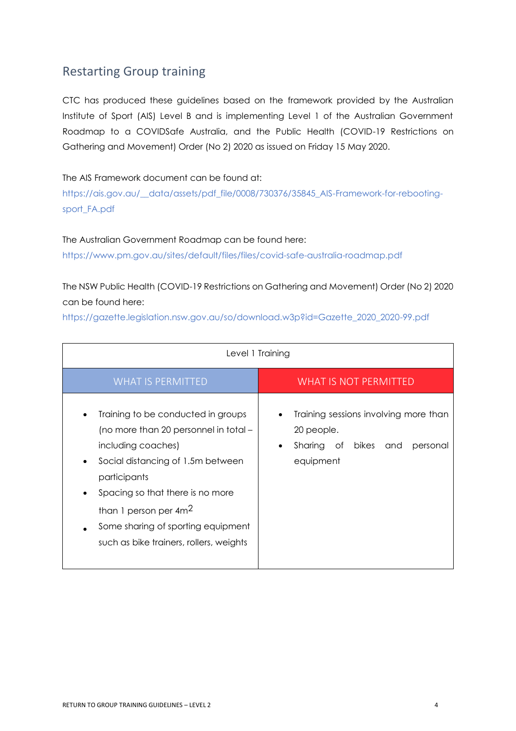## Restarting Group training

CTC has produced these guidelines based on the framework provided by the Australian Institute of Sport (AIS) Level B and is implementing Level 1 of the Australian Government Roadmap to a COVIDSafe Australia, and the Public Health (COVID-19 Restrictions on Gathering and Movement) Order (No 2) 2020 as issued on Friday 15 May 2020.

The AIS Framework document can be found at:
https://ais.gov.au/__data/assets/pdf_file/0008/730376/35845_AIS-Framework-for-rebooting-sport_FA.pdf

The Australian Government Roadmap can be found here:
https://www.pm.gov.au/sites/default/files/files/covid-safe-australia-roadmap.pdf

The NSW Public Health (COVID-19 Restrictions on Gathering and Movement) Order (No 2) 2020 can be found here:
https://gazette.legislation.nsw.gov.au/so/download.w3p?id=Gazette_2020_2020-99.pdf

| Level 1 Training | |
|---|---|
| WHAT IS PERMITTED | WHAT IS NOT PERMITTED |
| • Training to be conducted in groups (no more than 20 personnel in total – including coaches)<br>• Social distancing of 1.5m between participants<br>• Spacing so that there is no more than 1 person per $4m^2$<br>• Some sharing of sporting equipment such as bike trainers, rollers, weights | • Training sessions involving more than 20 people.<br>• Sharing of bikes and personal equipment |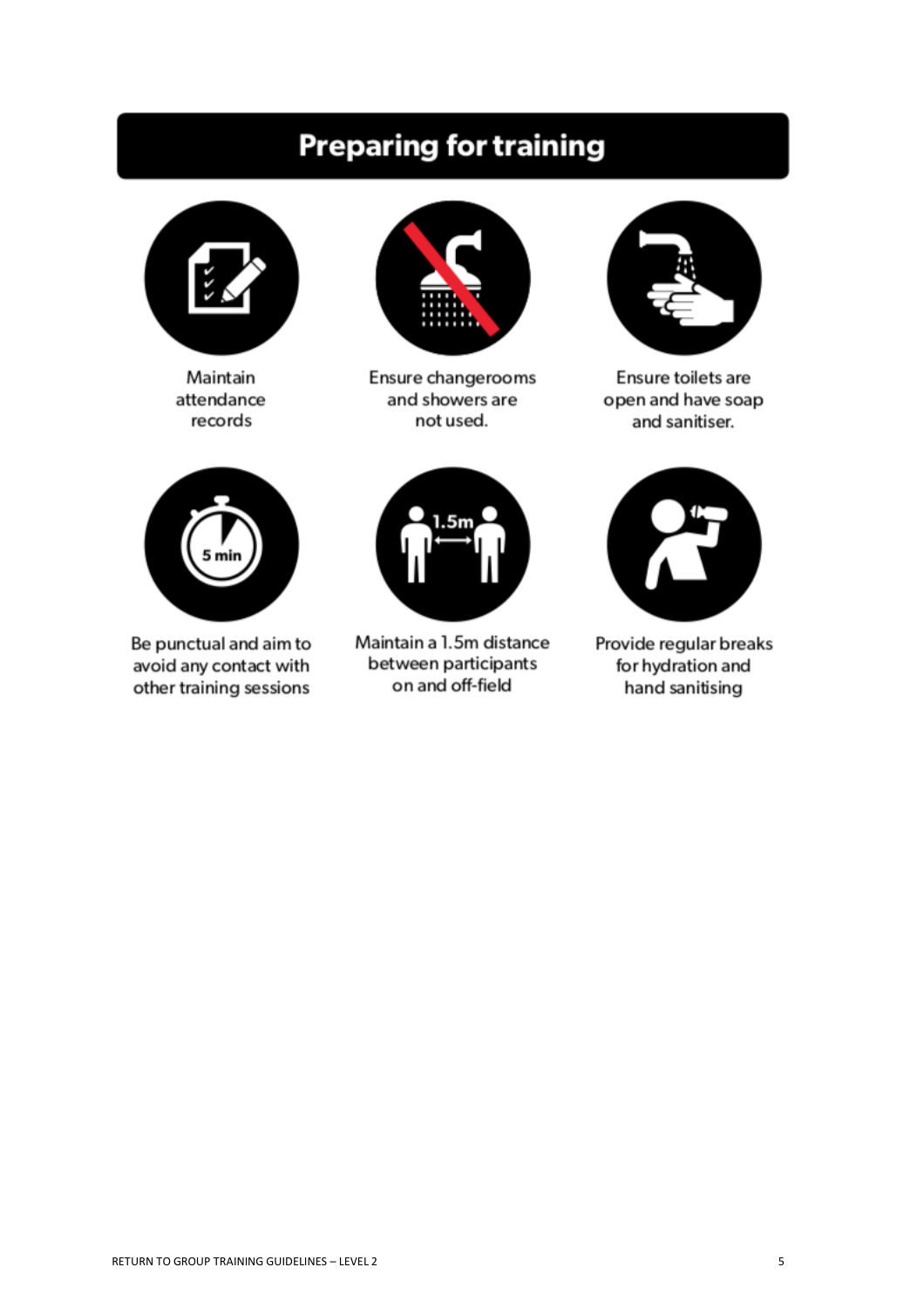# Preparing for training

- Maintain attendance records
- Ensure changerooms and showers are not used.
- Ensure toilets are open and have soap and sanitiser.
- Be punctual and aim to avoid any contact with other training sessions
- Maintain a 1.5m distance between participants on and off-field
- Provide regular breaks for hydration and hand sanitising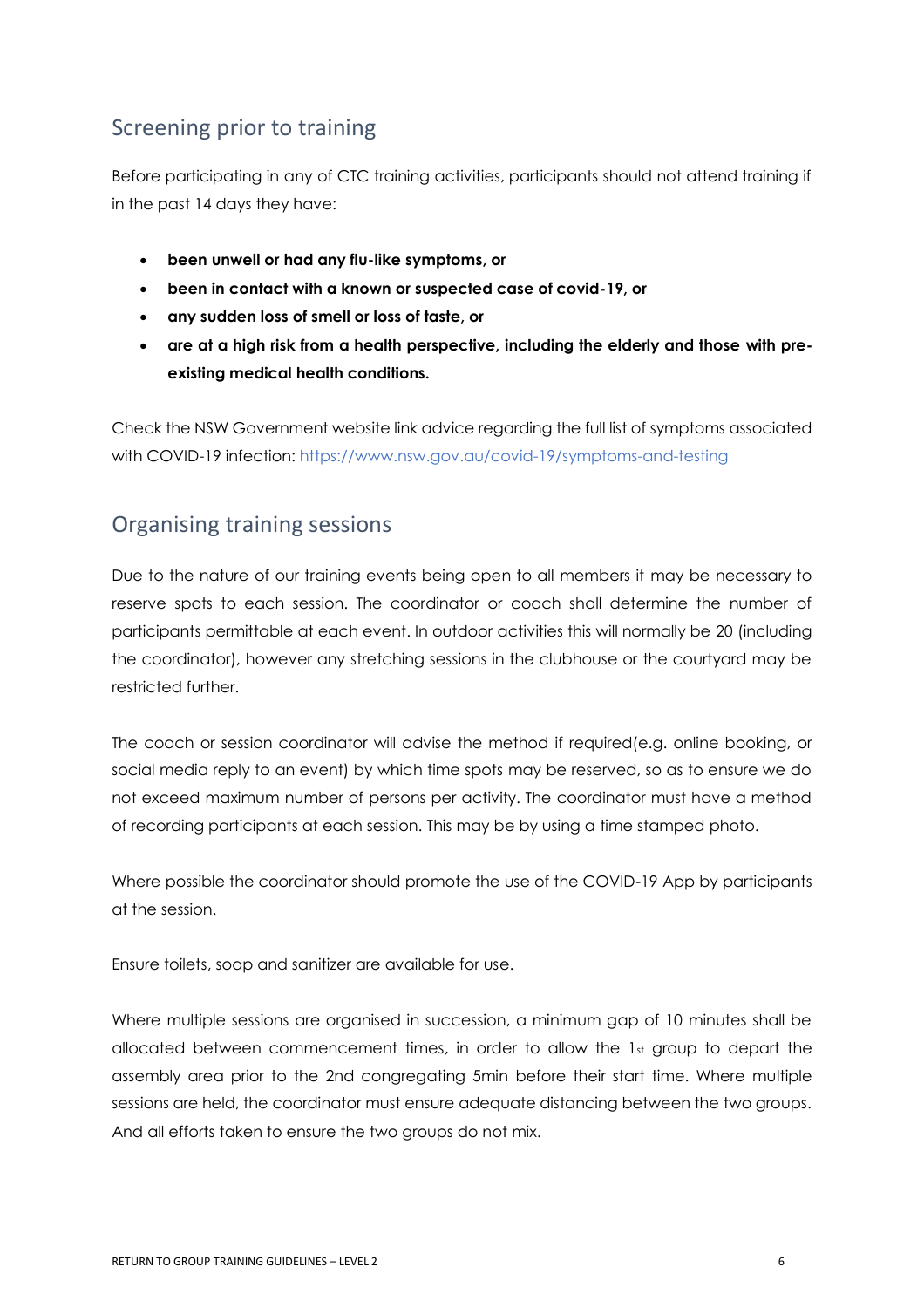## Screening prior to training

Before participating in any of CTC training activities, participants should not attend training if in the past 14 days they have:

- **been unwell or had any flu-like symptoms, or**
- **been in contact with a known or suspected case of covid-19, or**
- **any sudden loss of smell or loss of taste, or**
- **are at a high risk from a health perspective, including the elderly and those with pre-existing medical health conditions.**

Check the NSW Government website link advice regarding the full list of symptoms associated with COVID-19 infection: https://www.nsw.gov.au/covid-19/symptoms-and-testing

## Organising training sessions

Due to the nature of our training events being open to all members it may be necessary to reserve spots to each session. The coordinator or coach shall determine the number of participants permittable at each event. In outdoor activities this will normally be 20 (including the coordinator), however any stretching sessions in the clubhouse or the courtyard may be restricted further.

The coach or session coordinator will advise the method if required(e.g. online booking, or social media reply to an event) by which time spots may be reserved, so as to ensure we do not exceed maximum number of persons per activity. The coordinator must have a method of recording participants at each session. This may be by using a time stamped photo.

Where possible the coordinator should promote the use of the COVID-19 App by participants at the session.

Ensure toilets, soap and sanitizer are available for use.

Where multiple sessions are organised in succession, a minimum gap of 10 minutes shall be allocated between commencement times, in order to allow the 1st group to depart the assembly area prior to the 2nd congregating 5min before their start time. Where multiple sessions are held, the coordinator must ensure adequate distancing between the two groups. And all efforts taken to ensure the two groups do not mix.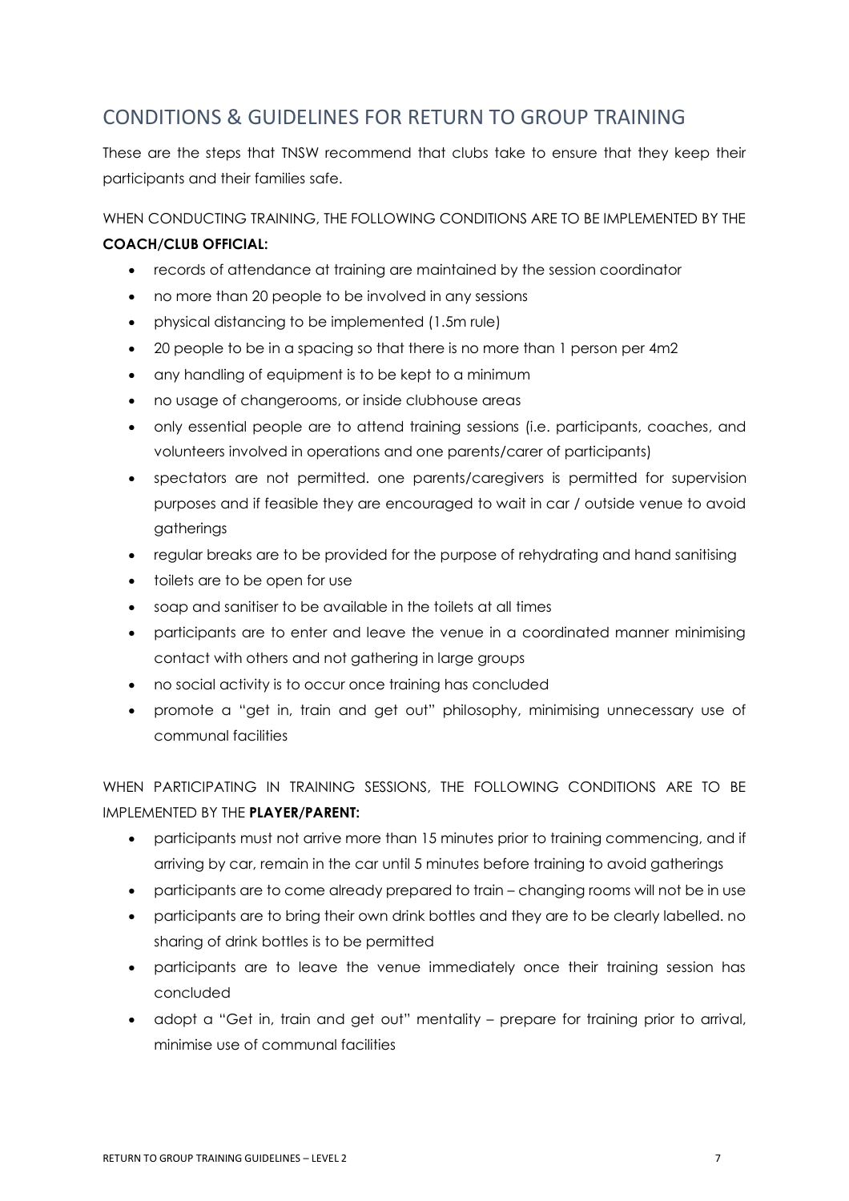## CONDITIONS & GUIDELINES FOR RETURN TO GROUP TRAINING

These are the steps that TNSW recommend that clubs take to ensure that they keep their participants and their families safe.

WHEN CONDUCTING TRAINING, THE FOLLOWING CONDITIONS ARE TO BE IMPLEMENTED BY THE **COACH/CLUB OFFICIAL:**

- records of attendance at training are maintained by the session coordinator
- no more than 20 people to be involved in any sessions
- physical distancing to be implemented (1.5m rule)
- 20 people to be in a spacing so that there is no more than 1 person per 4m2
- any handling of equipment is to be kept to a minimum
- no usage of changerooms, or inside clubhouse areas
- only essential people are to attend training sessions (i.e. participants, coaches, and volunteers involved in operations and one parents/carer of participants)
- spectators are not permitted. one parents/caregivers is permitted for supervision purposes and if feasible they are encouraged to wait in car / outside venue to avoid gatherings
- regular breaks are to be provided for the purpose of rehydrating and hand sanitising
- toilets are to be open for use
- soap and sanitiser to be available in the toilets at all times
- participants are to enter and leave the venue in a coordinated manner minimising contact with others and not gathering in large groups
- no social activity is to occur once training has concluded
- promote a "get in, train and get out" philosophy, minimising unnecessary use of communal facilities

WHEN PARTICIPATING IN TRAINING SESSIONS, THE FOLLOWING CONDITIONS ARE TO BE IMPLEMENTED BY THE **PLAYER/PARENT:**

- participants must not arrive more than 15 minutes prior to training commencing, and if arriving by car, remain in the car until 5 minutes before training to avoid gatherings
- participants are to come already prepared to train – changing rooms will not be in use
- participants are to bring their own drink bottles and they are to be clearly labelled. no sharing of drink bottles is to be permitted
- participants are to leave the venue immediately once their training session has concluded
- adopt a "Get in, train and get out" mentality – prepare for training prior to arrival, minimise use of communal facilities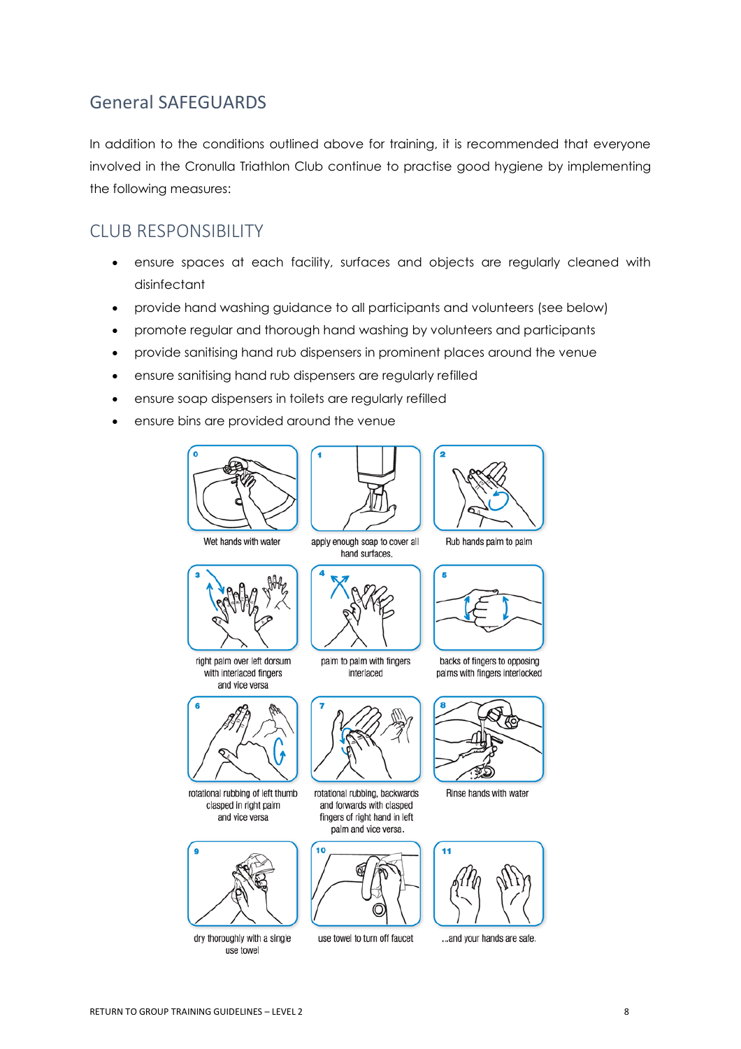## General SAFEGUARDS

In addition to the conditions outlined above for training, it is recommended that everyone involved in the Cronulla Triathlon Club continue to practise good hygiene by implementing the following measures:

## CLUB RESPONSIBILITY

- ensure spaces at each facility, surfaces and objects are regularly cleaned with disinfectant
- provide hand washing guidance to all participants and volunteers (see below)
- promote regular and thorough hand washing by volunteers and participants
- provide sanitising hand rub dispensers in prominent places around the venue
- ensure sanitising hand rub dispensers are regularly refilled
- ensure soap dispensers in toilets are regularly refilled
- ensure bins are provided around the venue

0 Wet hands with water

1 apply enough soap to cover all hand surfaces.

2 Rub hands palm to palm

3 right palm over left dorsum with interlaced fingers and vice versa

4 palm to palm with fingers interlaced

5 backs of fingers to opposing palms with fingers interlocked

6 rotational rubbing of left thumb clasped in right palm and vice versa

7 rotational rubbing, backwards and forwards with clasped fingers of right hand in left palm and vice versa.

8 Rinse hands with water

9 dry thoroughly with a single use towel

10 use towel to turn off faucet

11 ...and your hands are safe.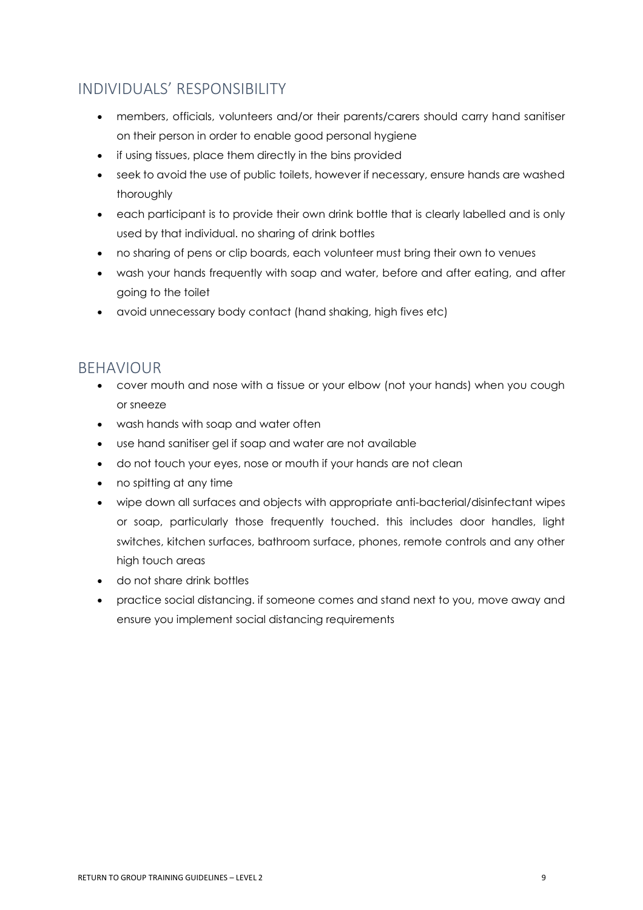## INDIVIDUALS' RESPONSIBILITY

- members, officials, volunteers and/or their parents/carers should carry hand sanitiser on their person in order to enable good personal hygiene
- if using tissues, place them directly in the bins provided
- seek to avoid the use of public toilets, however if necessary, ensure hands are washed thoroughly
- each participant is to provide their own drink bottle that is clearly labelled and is only used by that individual. no sharing of drink bottles
- no sharing of pens or clip boards, each volunteer must bring their own to venues
- wash your hands frequently with soap and water, before and after eating, and after going to the toilet
- avoid unnecessary body contact (hand shaking, high fives etc)

## BEHAVIOUR

- cover mouth and nose with a tissue or your elbow (not your hands) when you cough or sneeze
- wash hands with soap and water often
- use hand sanitiser gel if soap and water are not available
- do not touch your eyes, nose or mouth if your hands are not clean
- no spitting at any time
- wipe down all surfaces and objects with appropriate anti-bacterial/disinfectant wipes or soap, particularly those frequently touched. this includes door handles, light switches, kitchen surfaces, bathroom surface, phones, remote controls and any other high touch areas
- do not share drink bottles
- practice social distancing. if someone comes and stand next to you, move away and ensure you implement social distancing requirements